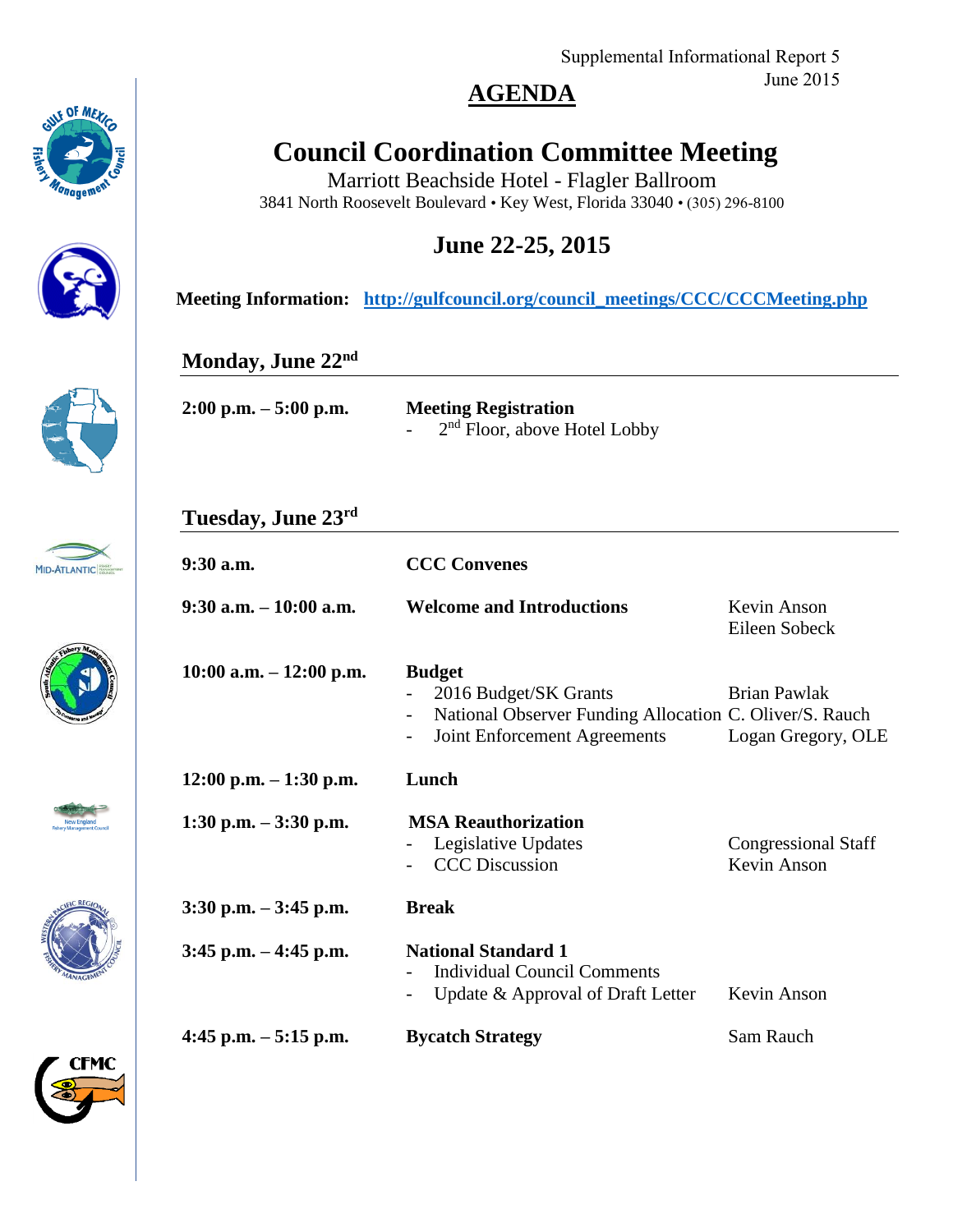Supplemental Informational Report 5
June 2015

# AGENDA

## Council Coordination Committee Meeting

Marriott Beachside Hotel - Flagler Ballroom
3841 North Roosevelt Boulevard • Key West, Florida 33040 • (305) 296-8100

## June 22-25, 2015

**Meeting Information:** [http://gulfcouncil.org/council_meetings/CCC/CCCMeeting.php](http://gulfcouncil.org/council_meetings/CCC/CCCMeeting.php)

### Monday, June 22nd

| Time | Agenda Item | Presenter |
|---|---|---|
| **2:00 p.m. – 5:00 p.m.** | **Meeting Registration**<br>- 2nd Floor, above Hotel Lobby | |

### Tuesday, June 23rd

| Time | Agenda Item | Presenter |
|---|---|---|
| **9:30 a.m.** | **CCC Convenes** | |
| **9:30 a.m. – 10:00 a.m.** | **Welcome and Introductions** | Kevin Anson<br>Eileen Sobeck |
| **10:00 a.m. – 12:00 p.m.** | **Budget**<br>- 2016 Budget/SK Grants<br>- National Observer Funding Allocation<br>- Joint Enforcement Agreements | <br>Brian Pawlak<br>C. Oliver/S. Rauch<br>Logan Gregory, OLE |
| **12:00 p.m. – 1:30 p.m.** | **Lunch** | |
| **1:30 p.m. – 3:30 p.m.** | **MSA Reauthorization**<br>- Legislative Updates<br>- CCC Discussion | <br>Congressional Staff<br>Kevin Anson |
| **3:30 p.m. – 3:45 p.m.** | **Break** | |
| **3:45 p.m. – 4:45 p.m.** | **National Standard 1**<br>- Individual Council Comments<br>- Update & Approval of Draft Letter | <br><br>Kevin Anson |
| **4:45 p.m. – 5:15 p.m.** | **Bycatch Strategy** | Sam Rauch |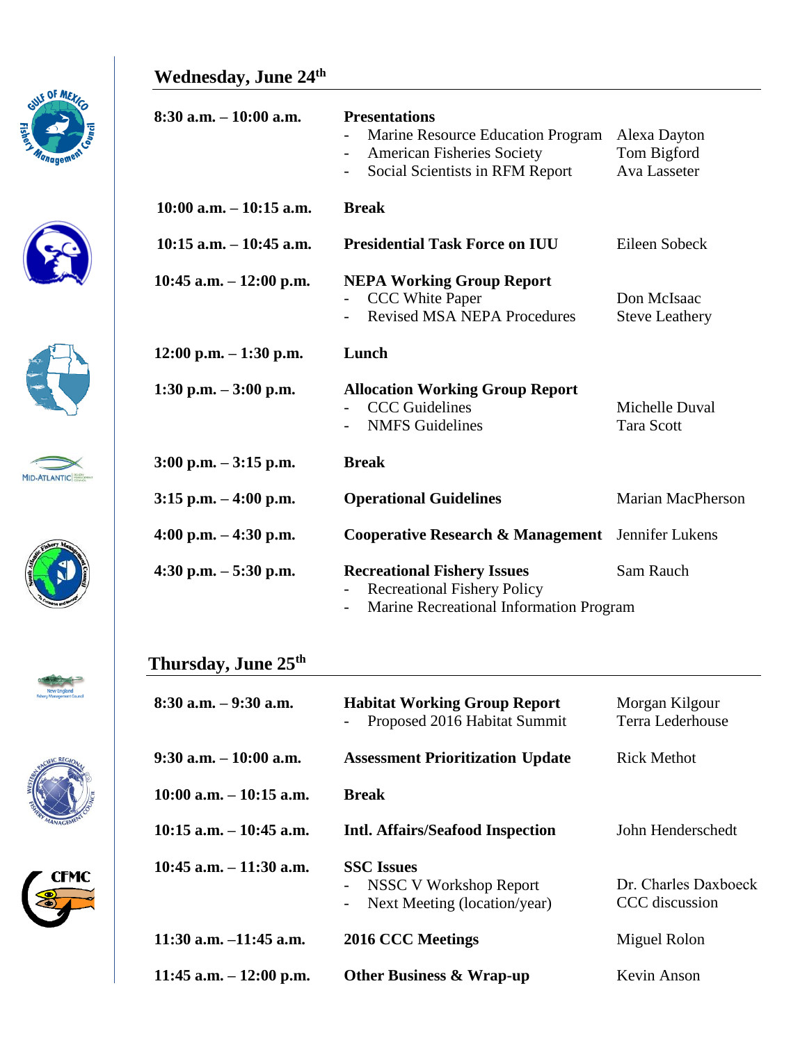## Wednesday, June 24th

| | | |
|---|---|---|
| **8:30 a.m. – 10:00 a.m.** | **Presentations**<br>- Marine Resource Education Program<br>- American Fisheries Society<br>- Social Scientists in RFM Report | <br>Alexa Dayton<br>Tom Bigford<br>Ava Lasseter |
| **10:00 a.m. – 10:15 a.m.** | **Break** | |
| **10:15 a.m. – 10:45 a.m.** | **Presidential Task Force on IUU** | Eileen Sobeck |
| **10:45 a.m. – 12:00 p.m.** | **NEPA Working Group Report**<br>- CCC White Paper<br>- Revised MSA NEPA Procedures | <br>Don McIsaac<br>Steve Leathery |
| **12:00 p.m. – 1:30 p.m.** | **Lunch** | |
| **1:30 p.m. – 3:00 p.m.** | **Allocation Working Group Report**<br>- CCC Guidelines<br>- NMFS Guidelines | <br>Michelle Duval<br>Tara Scott |
| **3:00 p.m. – 3:15 p.m.** | **Break** | |
| **3:15 p.m. – 4:00 p.m.** | **Operational Guidelines** | Marian MacPherson |
| **4:00 p.m. – 4:30 p.m.** | **Cooperative Research & Management** | Jennifer Lukens |
| **4:30 p.m. – 5:30 p.m.** | **Recreational Fishery Issues**<br>- Recreational Fishery Policy<br>- Marine Recreational Information Program | Sam Rauch |

## Thursday, June 25th

| | | |
|---|---|---|
| **8:30 a.m. – 9:30 a.m.** | **Habitat Working Group Report**<br>- Proposed 2016 Habitat Summit | Morgan Kilgour<br>Terra Lederhouse |
| **9:30 a.m. – 10:00 a.m.** | **Assessment Prioritization Update** | Rick Methot |
| **10:00 a.m. – 10:15 a.m.** | **Break** | |
| **10:15 a.m. – 10:45 a.m.** | **Intl. Affairs/Seafood Inspection** | John Henderschedt |
| **10:45 a.m. – 11:30 a.m.** | **SSC Issues**<br>- NSSC V Workshop Report<br>- Next Meeting (location/year) | <br>Dr. Charles Daxboeck<br>CCC discussion |
| **11:30 a.m. –11:45 a.m.** | **2016 CCC Meetings** | Miguel Rolon |
| **11:45 a.m. – 12:00 p.m.** | **Other Business & Wrap-up** | Kevin Anson |